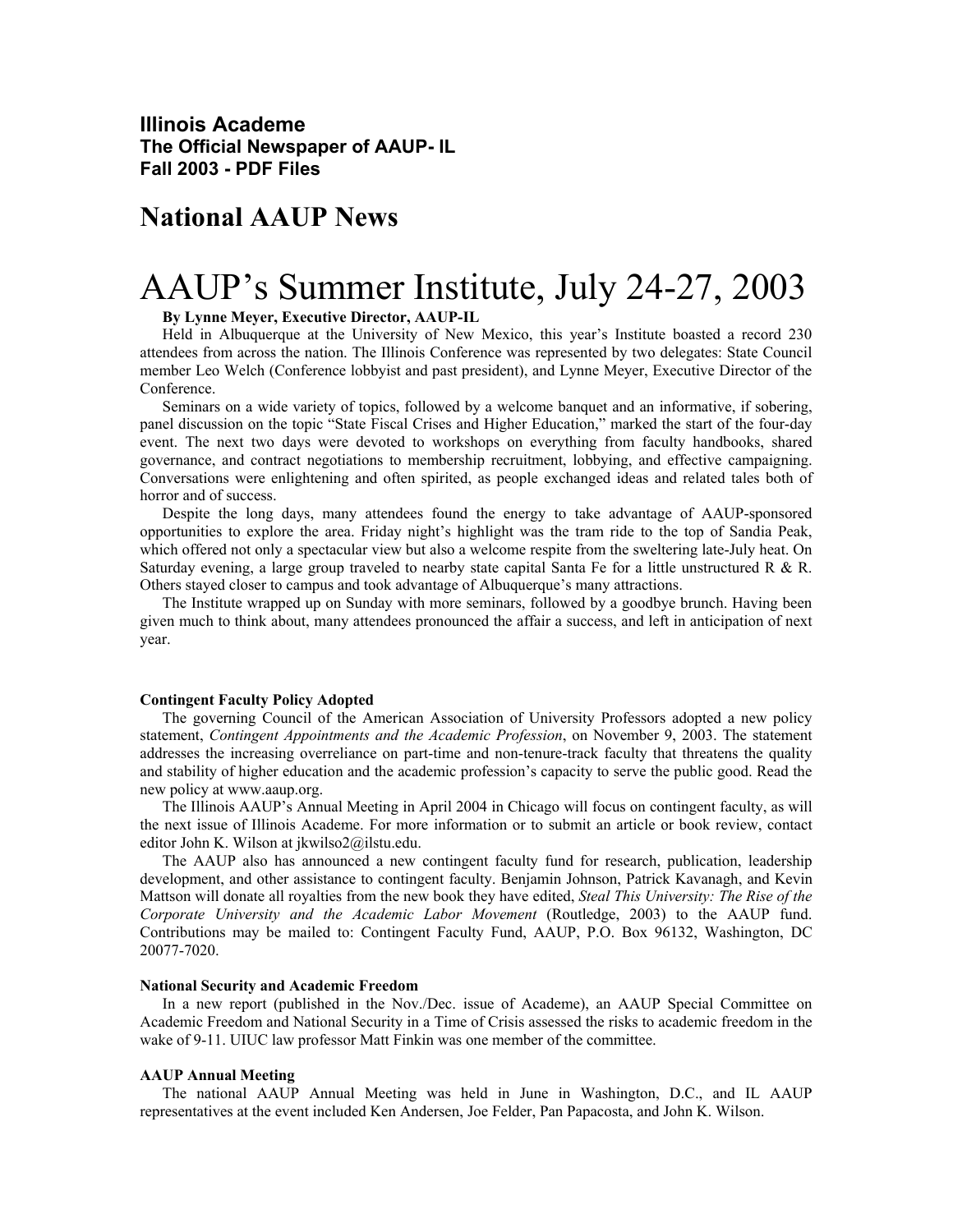**Illinois Academe**
**The Official Newspaper of AAUP- IL**
**Fall 2003 - PDF Files**

## National AAUP News

# AAUP's Summer Institute, July 24-27, 2003

**By Lynne Meyer, Executive Director, AAUP-IL**

Held in Albuquerque at the University of New Mexico, this year's Institute boasted a record 230 attendees from across the nation. The Illinois Conference was represented by two delegates: State Council member Leo Welch (Conference lobbyist and past president), and Lynne Meyer, Executive Director of the Conference.

Seminars on a wide variety of topics, followed by a welcome banquet and an informative, if sobering, panel discussion on the topic "State Fiscal Crises and Higher Education," marked the start of the four-day event. The next two days were devoted to workshops on everything from faculty handbooks, shared governance, and contract negotiations to membership recruitment, lobbying, and effective campaigning. Conversations were enlightening and often spirited, as people exchanged ideas and related tales both of horror and of success.

Despite the long days, many attendees found the energy to take advantage of AAUP-sponsored opportunities to explore the area. Friday night's highlight was the tram ride to the top of Sandia Peak, which offered not only a spectacular view but also a welcome respite from the sweltering late-July heat. On Saturday evening, a large group traveled to nearby state capital Santa Fe for a little unstructured R & R. Others stayed closer to campus and took advantage of Albuquerque's many attractions.

The Institute wrapped up on Sunday with more seminars, followed by a goodbye brunch. Having been given much to think about, many attendees pronounced the affair a success, and left in anticipation of next year.

**Contingent Faculty Policy Adopted**

The governing Council of the American Association of University Professors adopted a new policy statement, *Contingent Appointments and the Academic Profession*, on November 9, 2003. The statement addresses the increasing overreliance on part-time and non-tenure-track faculty that threatens the quality and stability of higher education and the academic profession's capacity to serve the public good. Read the new policy at www.aaup.org.

The Illinois AAUP's Annual Meeting in April 2004 in Chicago will focus on contingent faculty, as will the next issue of Illinois Academe. For more information or to submit an article or book review, contact editor John K. Wilson at jkwilso2@ilstu.edu.

The AAUP also has announced a new contingent faculty fund for research, publication, leadership development, and other assistance to contingent faculty. Benjamin Johnson, Patrick Kavanagh, and Kevin Mattson will donate all royalties from the new book they have edited, *Steal This University: The Rise of the Corporate University and the Academic Labor Movement* (Routledge, 2003) to the AAUP fund. Contributions may be mailed to: Contingent Faculty Fund, AAUP, P.O. Box 96132, Washington, DC 20077-7020.

**National Security and Academic Freedom**

In a new report (published in the Nov./Dec. issue of Academe), an AAUP Special Committee on Academic Freedom and National Security in a Time of Crisis assessed the risks to academic freedom in the wake of 9-11. UIUC law professor Matt Finkin was one member of the committee.

**AAUP Annual Meeting**

The national AAUP Annual Meeting was held in June in Washington, D.C., and IL AAUP representatives at the event included Ken Andersen, Joe Felder, Pan Papacosta, and John K. Wilson.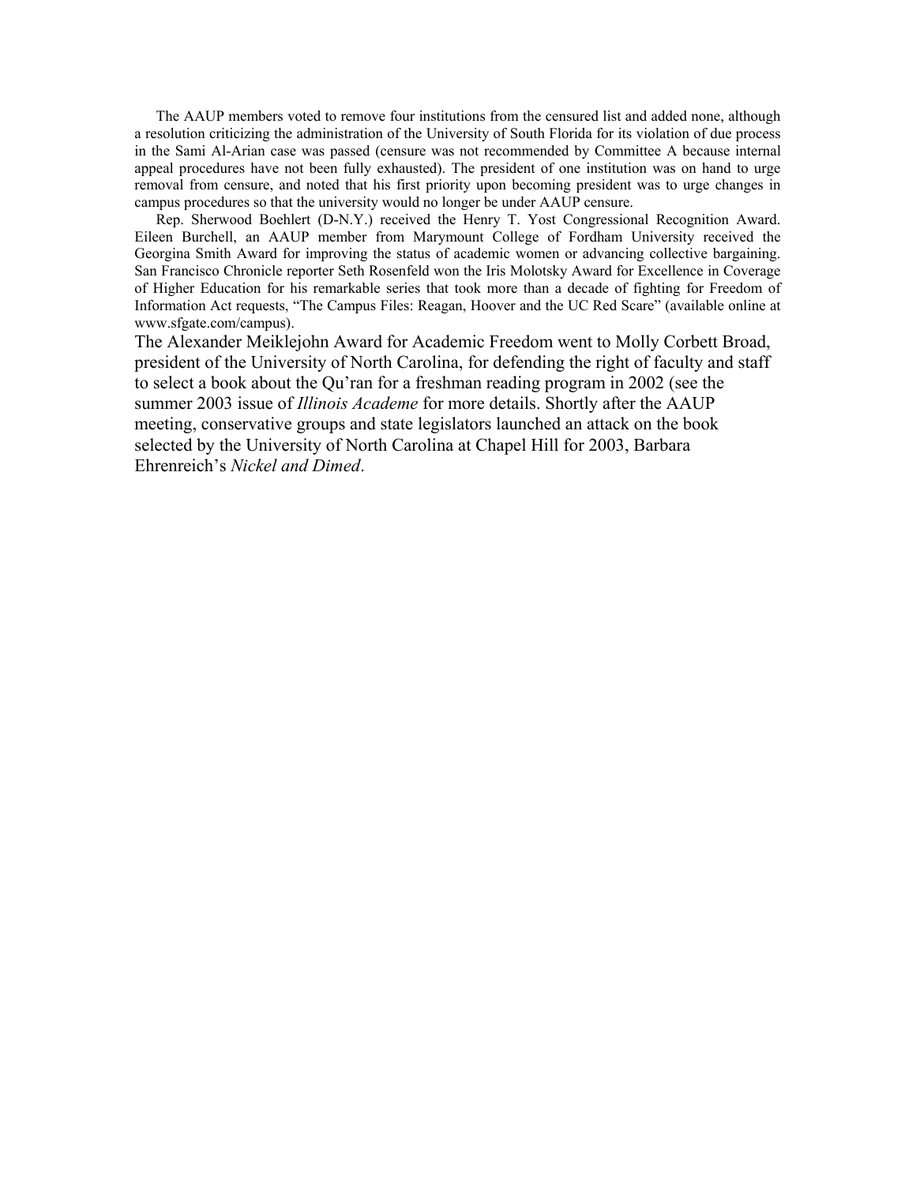The AAUP members voted to remove four institutions from the censured list and added none, although a resolution criticizing the administration of the University of South Florida for its violation of due process in the Sami Al-Arian case was passed (censure was not recommended by Committee A because internal appeal procedures have not been fully exhausted). The president of one institution was on hand to urge removal from censure, and noted that his first priority upon becoming president was to urge changes in campus procedures so that the university would no longer be under AAUP censure.

Rep. Sherwood Boehlert (D-N.Y.) received the Henry T. Yost Congressional Recognition Award. Eileen Burchell, an AAUP member from Marymount College of Fordham University received the Georgina Smith Award for improving the status of academic women or advancing collective bargaining. San Francisco Chronicle reporter Seth Rosenfeld won the Iris Molotsky Award for Excellence in Coverage of Higher Education for his remarkable series that took more than a decade of fighting for Freedom of Information Act requests, "The Campus Files: Reagan, Hoover and the UC Red Scare" (available online at www.sfgate.com/campus).

The Alexander Meiklejohn Award for Academic Freedom went to Molly Corbett Broad, president of the University of North Carolina, for defending the right of faculty and staff to select a book about the Qu'ran for a freshman reading program in 2002 (see the summer 2003 issue of *Illinois Academe* for more details. Shortly after the AAUP meeting, conservative groups and state legislators launched an attack on the book selected by the University of North Carolina at Chapel Hill for 2003, Barbara Ehrenreich's *Nickel and Dimed*.